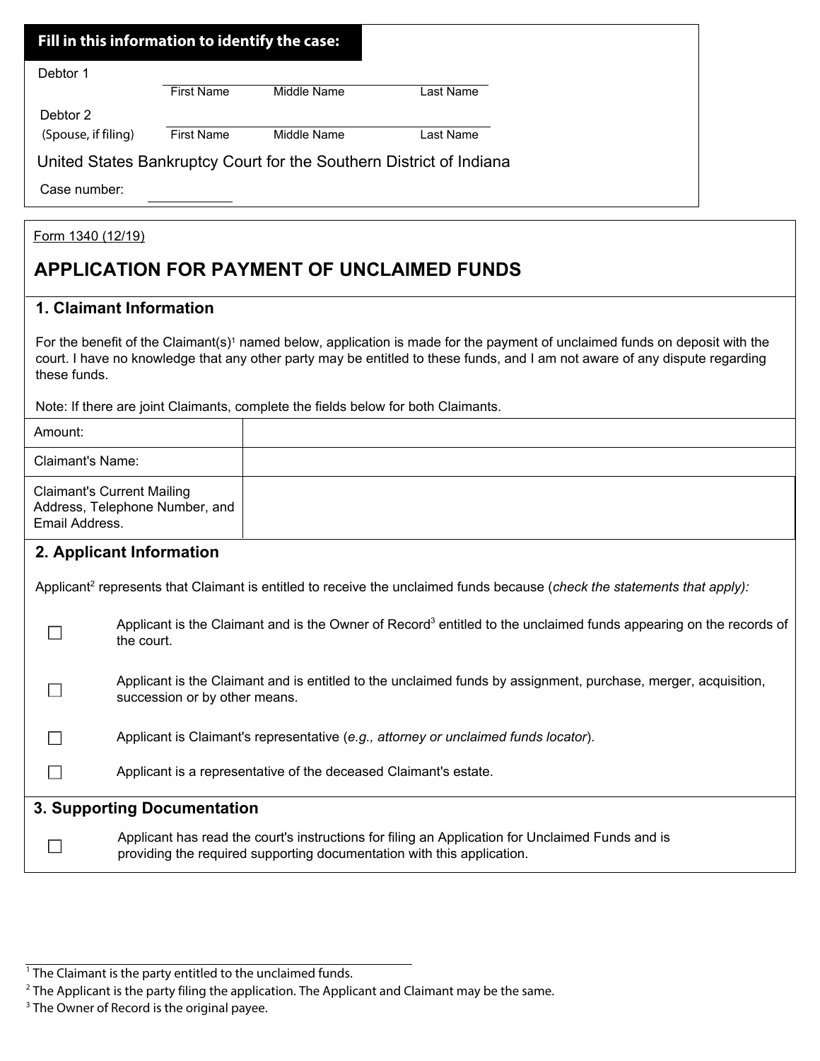**Fill in this information to identify the case:**

| | | | |
|---|---|---|---|
| Debtor 1 | First Name | Middle Name | Last Name |
| Debtor 2 (Spouse, if filing) | First Name | Middle Name | Last Name |

United States Bankruptcy Court for the Southern District of Indiana

Case number: ____________

Form 1340 (12/19)

# APPLICATION FOR PAYMENT OF UNCLAIMED FUNDS

## 1. Claimant Information

For the benefit of the Claimant(s)[1] named below, application is made for the payment of unclaimed funds on deposit with the court. I have no knowledge that any other party may be entitled to these funds, and I am not aware of any dispute regarding these funds.

Note: If there are joint Claimants, complete the fields below for both Claimants.

| | |
|---|---|
| Amount: | |
| Claimant's Name: | |
| Claimant's Current Mailing Address, Telephone Number, and Email Address. | |

## 2. Applicant Information

Applicant[2] represents that Claimant is entitled to receive the unclaimed funds because (*check the statements that apply):*

☐ Applicant is the Claimant and is the Owner of Record[3] entitled to the unclaimed funds appearing on the records of the court.

☐ Applicant is the Claimant and is entitled to the unclaimed funds by assignment, purchase, merger, acquisition, succession or by other means.

☐ Applicant is Claimant's representative (*e.g., attorney or unclaimed funds locator*).

☐ Applicant is a representative of the deceased Claimant's estate.

## 3. Supporting Documentation

☐ Applicant has read the court's instructions for filing an Application for Unclaimed Funds and is providing the required supporting documentation with this application.

---

[1] The Claimant is the party entitled to the unclaimed funds.

[2] The Applicant is the party filing the application. The Applicant and Claimant may be the same.

[3] The Owner of Record is the original payee.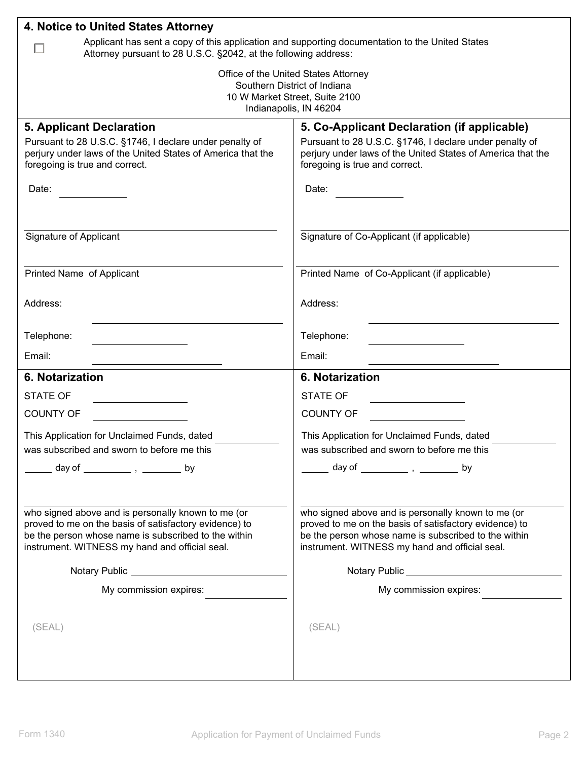## 4. Notice to United States Attorney

☐ Applicant has sent a copy of this application and supporting documentation to the United States Attorney pursuant to 28 U.S.C. §2042, at the following address:

Office of the United States Attorney
Southern District of Indiana
10 W Market Street, Suite 2100
Indianapolis, IN 46204

## 5. Applicant Declaration

Pursuant to 28 U.S.C. §1746, I declare under penalty of perjury under laws of the United States of America that the foregoing is true and correct.

Date: ____________

______________________________
Signature of Applicant

______________________________
Printed Name of Applicant

Address: ______________________________

Telephone: ____________________

Email: ________________________

## 5. Co-Applicant Declaration (if applicable)

Pursuant to 28 U.S.C. §1746, I declare under penalty of perjury under laws of the United States of America that the foregoing is true and correct.

Date: ____________

______________________________
Signature of Co-Applicant (if applicable)

______________________________
Printed Name of Co-Applicant (if applicable)

Address: ______________________________

Telephone: ____________________

Email: ________________________

## 6. Notarization

STATE OF ____________________

COUNTY OF ____________________

This Application for Unclaimed Funds, dated ____________ was subscribed and sworn to before me this

_____ day of __________ , ________ by

______________________________

who signed above and is personally known to me (or proved to me on the basis of satisfactory evidence) to be the person whose name is subscribed to the within instrument. WITNESS my hand and official seal.

Notary Public ______________________________

My commission expires: ____________

(SEAL)

## 6. Notarization

STATE OF ____________________

COUNTY OF ____________________

This Application for Unclaimed Funds, dated ____________ was subscribed and sworn to before me this

_____ day of __________ , ________ by

______________________________

who signed above and is personally known to me (or proved to me on the basis of satisfactory evidence) to be the person whose name is subscribed to the within instrument. WITNESS my hand and official seal.

Notary Public ______________________________

My commission expires: ____________

(SEAL)